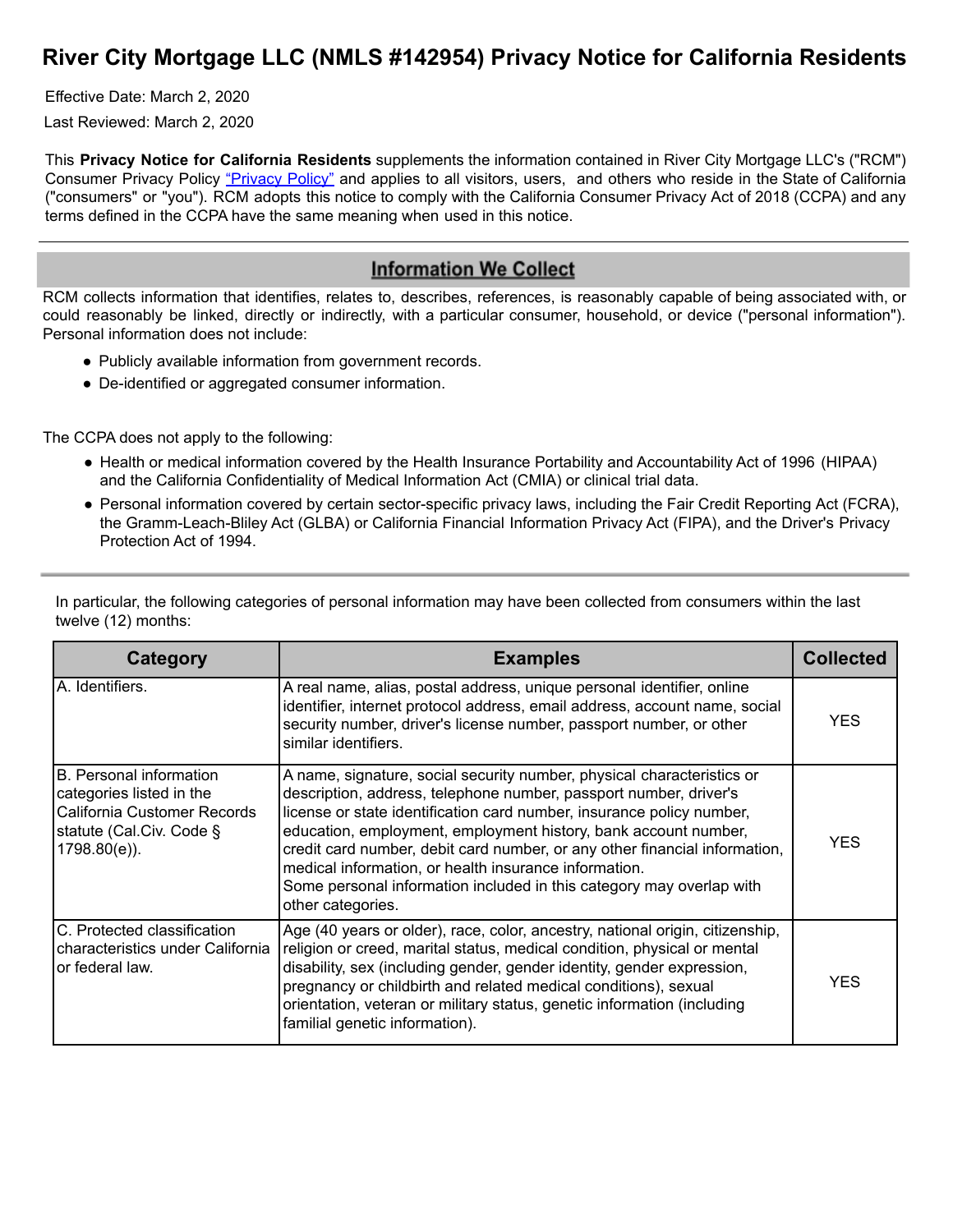# River City Mortgage LLC (NMLS #142954) Privacy Notice for California Residents

Effective Date: March 2, 2020

Last Reviewed: March 2, 2020

This **Privacy Notice for California Residents** supplements the information contained in River City Mortgage LLC's ("RCM") Consumer Privacy Policy "Privacy Policy" and applies to all visitors, users, and others who reside in the State of California ("consumers" or "you"). RCM adopts this notice to comply with the California Consumer Privacy Act of 2018 (CCPA) and any terms defined in the CCPA have the same meaning when used in this notice.

---

## Information We Collect

RCM collects information that identifies, relates to, describes, references, is reasonably capable of being associated with, or could reasonably be linked, directly or indirectly, with a particular consumer, household, or device ("personal information"). Personal information does not include:

- Publicly available information from government records.
- De-identified or aggregated consumer information.

The CCPA does not apply to the following:

- Health or medical information covered by the Health Insurance Portability and Accountability Act of 1996 (HIPAA) and the California Confidentiality of Medical Information Act (CMIA) or clinical trial data.
- Personal information covered by certain sector-specific privacy laws, including the Fair Credit Reporting Act (FCRA), the Gramm-Leach-Bliley Act (GLBA) or California Financial Information Privacy Act (FIPA), and the Driver's Privacy Protection Act of 1994.

---

In particular, the following categories of personal information may have been collected from consumers within the last twelve (12) months:

| Category | Examples | Collected |
|---|---|---|
| A. Identifiers. | A real name, alias, postal address, unique personal identifier, online identifier, internet protocol address, email address, account name, social security number, driver's license number, passport number, or other similar identifiers. | YES |
| B. Personal information categories listed in the California Customer Records statute (Cal.Civ. Code § 1798.80(e)). | A name, signature, social security number, physical characteristics or description, address, telephone number, passport number, driver's license or state identification card number, insurance policy number, education, employment, employment history, bank account number, credit card number, debit card number, or any other financial information, medical information, or health insurance information. Some personal information included in this category may overlap with other categories. | YES |
| C. Protected classification characteristics under California or federal law. | Age (40 years or older), race, color, ancestry, national origin, citizenship, religion or creed, marital status, medical condition, physical or mental disability, sex (including gender, gender identity, gender expression, pregnancy or childbirth and related medical conditions), sexual orientation, veteran or military status, genetic information (including familial genetic information). | YES |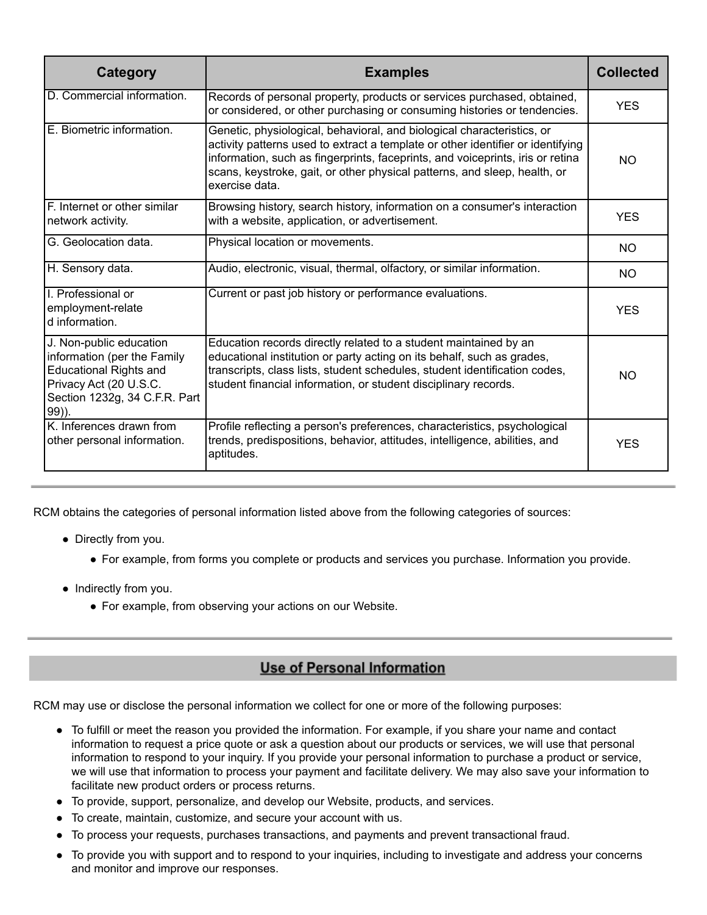| Category | Examples | Collected |
|---|---|---|
| D. Commercial information. | Records of personal property, products or services purchased, obtained, or considered, or other purchasing or consuming histories or tendencies. | YES |
| E. Biometric information. | Genetic, physiological, behavioral, and biological characteristics, or activity patterns used to extract a template or other identifier or identifying information, such as fingerprints, faceprints, and voiceprints, iris or retina scans, keystroke, gait, or other physical patterns, and sleep, health, or exercise data. | NO |
| F. Internet or other similar network activity. | Browsing history, search history, information on a consumer's interaction with a website, application, or advertisement. | YES |
| G. Geolocation data. | Physical location or movements. | NO |
| H. Sensory data. | Audio, electronic, visual, thermal, olfactory, or similar information. | NO |
| I. Professional or employment-related information. | Current or past job history or performance evaluations. | YES |
| J. Non-public education information (per the Family Educational Rights and Privacy Act (20 U.S.C. Section 1232g, 34 C.F.R. Part 99)). | Education records directly related to a student maintained by an educational institution or party acting on its behalf, such as grades, transcripts, class lists, student schedules, student identification codes, student financial information, or student disciplinary records. | NO |
| K. Inferences drawn from other personal information. | Profile reflecting a person's preferences, characteristics, psychological trends, predispositions, behavior, attitudes, intelligence, abilities, and aptitudes. | YES |

RCM obtains the categories of personal information listed above from the following categories of sources:

- Directly from you.
  - For example, from forms you complete or products and services you purchase. Information you provide.
- Indirectly from you.
  - For example, from observing your actions on our Website.

## Use of Personal Information

RCM may use or disclose the personal information we collect for one or more of the following purposes:

- To fulfill or meet the reason you provided the information. For example, if you share your name and contact information to request a price quote or ask a question about our products or services, we will use that personal information to respond to your inquiry. If you provide your personal information to purchase a product or service, we will use that information to process your payment and facilitate delivery. We may also save your information to facilitate new product orders or process returns.
- To provide, support, personalize, and develop our Website, products, and services.
- To create, maintain, customize, and secure your account with us.
- To process your requests, purchases transactions, and payments and prevent transactional fraud.
- To provide you with support and to respond to your inquiries, including to investigate and address your concerns and monitor and improve our responses.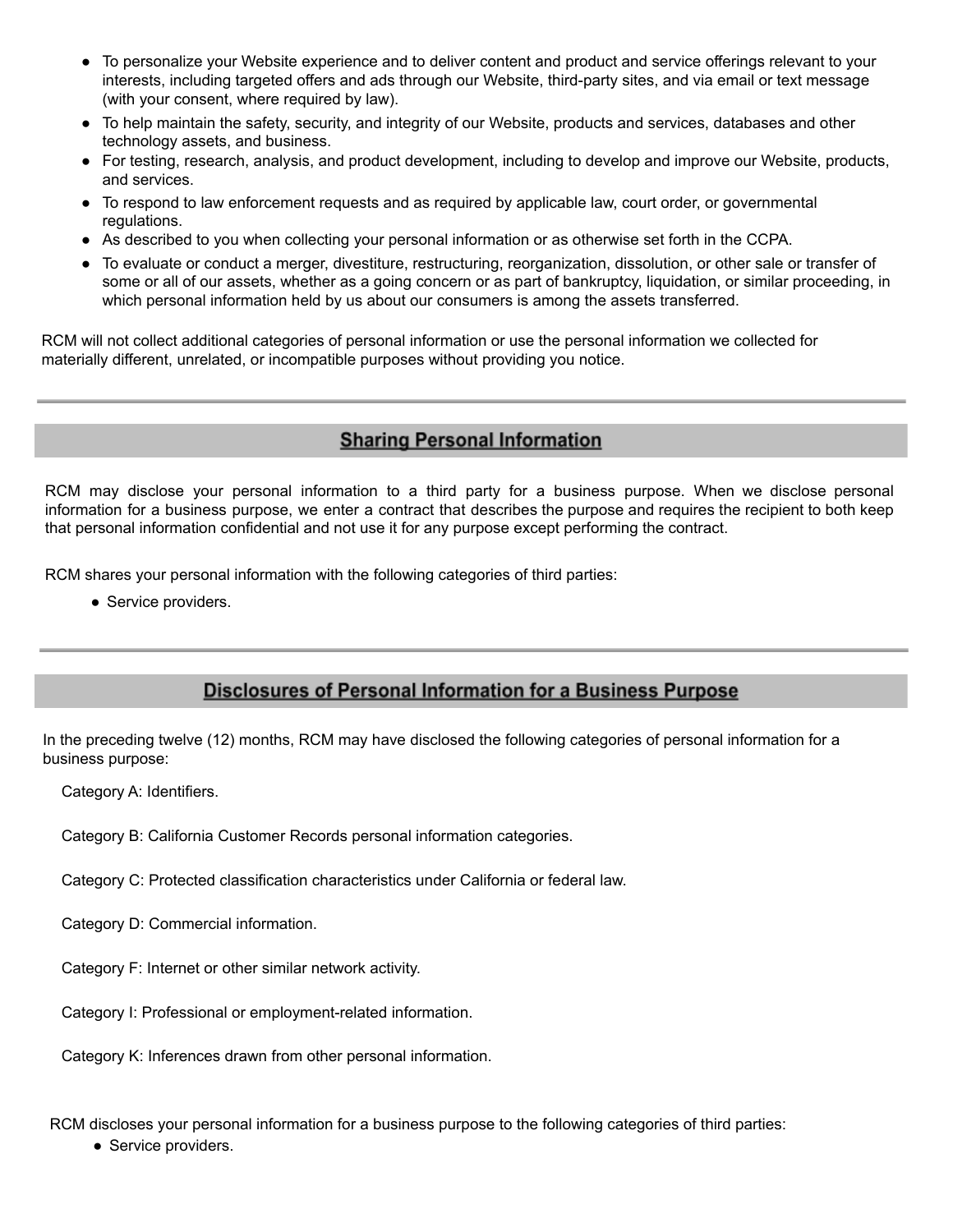- To personalize your Website experience and to deliver content and product and service offerings relevant to your interests, including targeted offers and ads through our Website, third-party sites, and via email or text message (with your consent, where required by law).
- To help maintain the safety, security, and integrity of our Website, products and services, databases and other technology assets, and business.
- For testing, research, analysis, and product development, including to develop and improve our Website, products, and services.
- To respond to law enforcement requests and as required by applicable law, court order, or governmental regulations.
- As described to you when collecting your personal information or as otherwise set forth in the CCPA.
- To evaluate or conduct a merger, divestiture, restructuring, reorganization, dissolution, or other sale or transfer of some or all of our assets, whether as a going concern or as part of bankruptcy, liquidation, or similar proceeding, in which personal information held by us about our consumers is among the assets transferred.

RCM will not collect additional categories of personal information or use the personal information we collected for materially different, unrelated, or incompatible purposes without providing you notice.

## Sharing Personal Information

RCM may disclose your personal information to a third party for a business purpose. When we disclose personal information for a business purpose, we enter a contract that describes the purpose and requires the recipient to both keep that personal information confidential and not use it for any purpose except performing the contract.

RCM shares your personal information with the following categories of third parties:

- Service providers.

## Disclosures of Personal Information for a Business Purpose

In the preceding twelve (12) months, RCM may have disclosed the following categories of personal information for a business purpose:

Category A: Identifiers.

Category B: California Customer Records personal information categories.

Category C: Protected classification characteristics under California or federal law.

Category D: Commercial information.

Category F: Internet or other similar network activity.

Category I: Professional or employment-related information.

Category K: Inferences drawn from other personal information.

RCM discloses your personal information for a business purpose to the following categories of third parties:

- Service providers.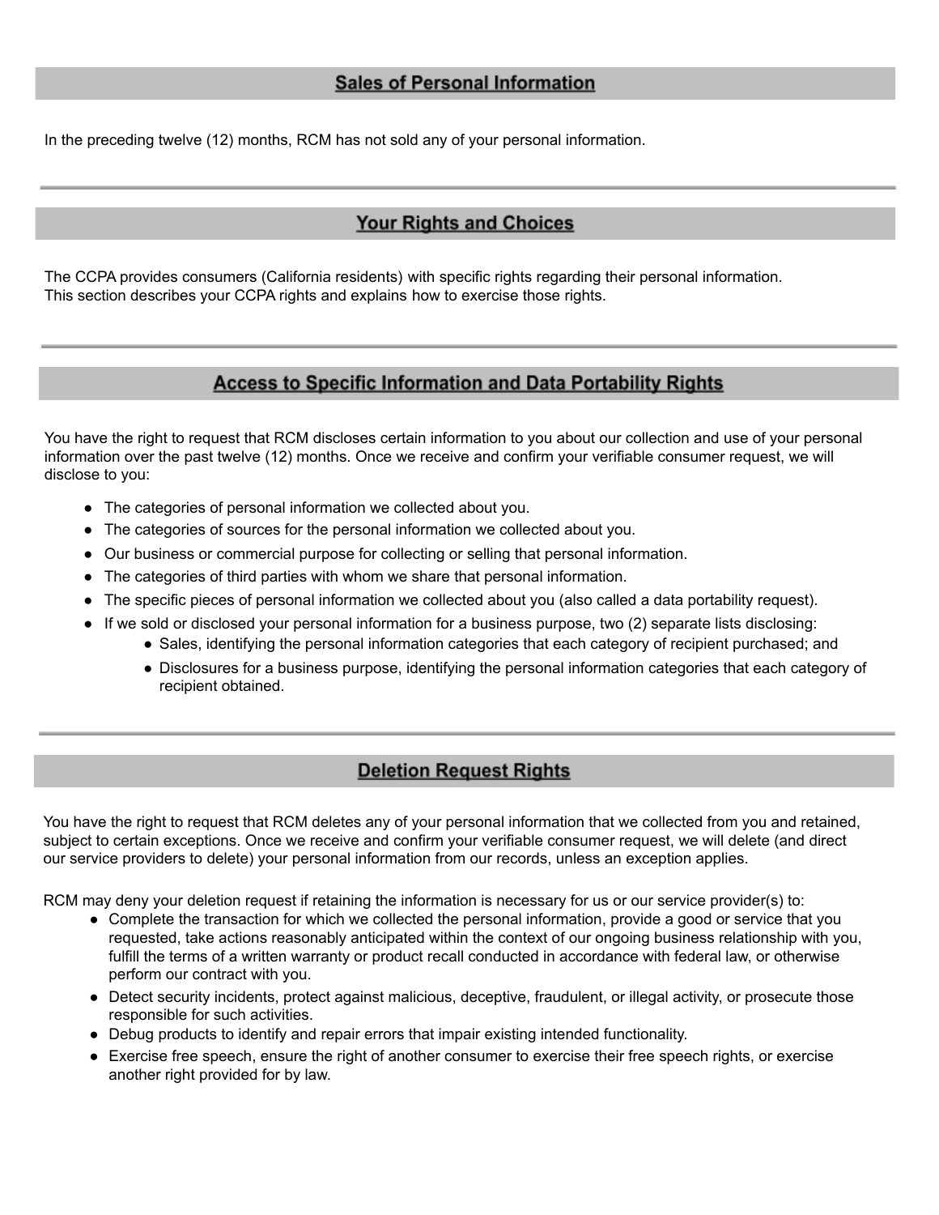## Sales of Personal Information

In the preceding twelve (12) months, RCM has not sold any of your personal information.

---

## Your Rights and Choices

The CCPA provides consumers (California residents) with specific rights regarding their personal information. This section describes your CCPA rights and explains how to exercise those rights.

---

## Access to Specific Information and Data Portability Rights

You have the right to request that RCM discloses certain information to you about our collection and use of your personal information over the past twelve (12) months. Once we receive and confirm your verifiable consumer request, we will disclose to you:

- The categories of personal information we collected about you.
- The categories of sources for the personal information we collected about you.
- Our business or commercial purpose for collecting or selling that personal information.
- The categories of third parties with whom we share that personal information.
- The specific pieces of personal information we collected about you (also called a data portability request).
- If we sold or disclosed your personal information for a business purpose, two (2) separate lists disclosing:
  - Sales, identifying the personal information categories that each category of recipient purchased; and
  - Disclosures for a business purpose, identifying the personal information categories that each category of recipient obtained.

---

## Deletion Request Rights

You have the right to request that RCM deletes any of your personal information that we collected from you and retained, subject to certain exceptions. Once we receive and confirm your verifiable consumer request, we will delete (and direct our service providers to delete) your personal information from our records, unless an exception applies.

RCM may deny your deletion request if retaining the information is necessary for us or our service provider(s) to:

- Complete the transaction for which we collected the personal information, provide a good or service that you requested, take actions reasonably anticipated within the context of our ongoing business relationship with you, fulfill the terms of a written warranty or product recall conducted in accordance with federal law, or otherwise perform our contract with you.
- Detect security incidents, protect against malicious, deceptive, fraudulent, or illegal activity, or prosecute those responsible for such activities.
- Debug products to identify and repair errors that impair existing intended functionality.
- Exercise free speech, ensure the right of another consumer to exercise their free speech rights, or exercise another right provided for by law.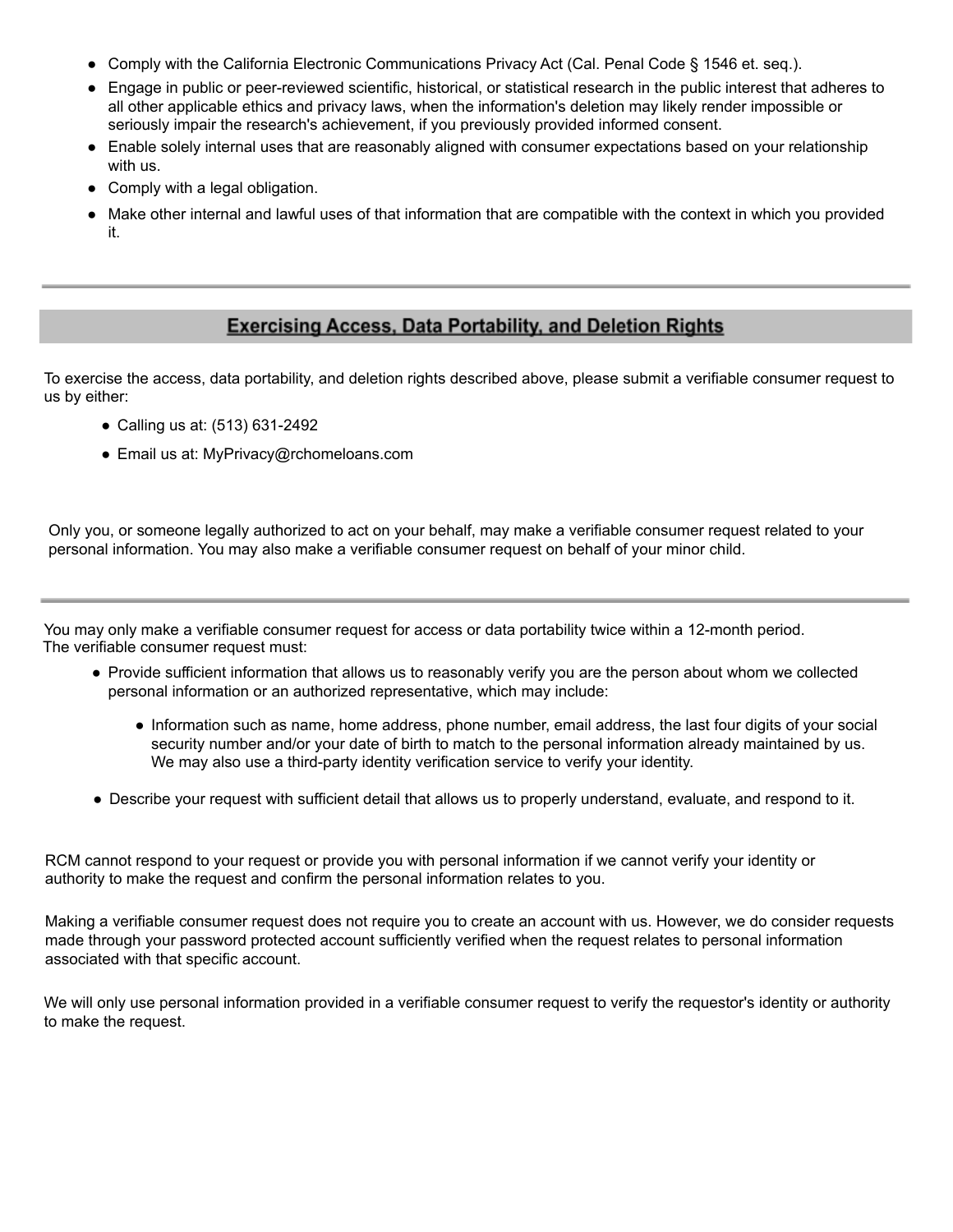- Comply with the California Electronic Communications Privacy Act (Cal. Penal Code § 1546 et. seq.).
- Engage in public or peer-reviewed scientific, historical, or statistical research in the public interest that adheres to all other applicable ethics and privacy laws, when the information's deletion may likely render impossible or seriously impair the research's achievement, if you previously provided informed consent.
- Enable solely internal uses that are reasonably aligned with consumer expectations based on your relationship with us.
- Comply with a legal obligation.
- Make other internal and lawful uses of that information that are compatible with the context in which you provided it.

---

## Exercising Access, Data Portability, and Deletion Rights

To exercise the access, data portability, and deletion rights described above, please submit a verifiable consumer request to us by either:

- Calling us at: (513) 631-2492
- Email us at: MyPrivacy@rchomeloans.com

Only you, or someone legally authorized to act on your behalf, may make a verifiable consumer request related to your personal information. You may also make a verifiable consumer request on behalf of your minor child.

---

You may only make a verifiable consumer request for access or data portability twice within a 12-month period.
The verifiable consumer request must:

- Provide sufficient information that allows us to reasonably verify you are the person about whom we collected personal information or an authorized representative, which may include:
  - Information such as name, home address, phone number, email address, the last four digits of your social security number and/or your date of birth to match to the personal information already maintained by us. We may also use a third-party identity verification service to verify your identity.
- Describe your request with sufficient detail that allows us to properly understand, evaluate, and respond to it.

RCM cannot respond to your request or provide you with personal information if we cannot verify your identity or authority to make the request and confirm the personal information relates to you.

Making a verifiable consumer request does not require you to create an account with us. However, we do consider requests made through your password protected account sufficiently verified when the request relates to personal information associated with that specific account.

We will only use personal information provided in a verifiable consumer request to verify the requestor's identity or authority to make the request.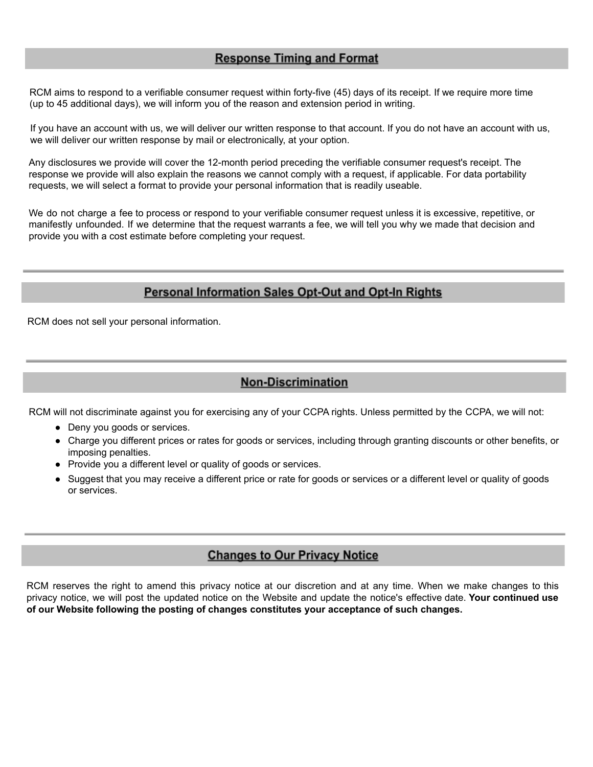## Response Timing and Format

RCM aims to respond to a verifiable consumer request within forty-five (45) days of its receipt. If we require more time (up to 45 additional days), we will inform you of the reason and extension period in writing.

If you have an account with us, we will deliver our written response to that account. If you do not have an account with us, we will deliver our written response by mail or electronically, at your option.

Any disclosures we provide will cover the 12-month period preceding the verifiable consumer request's receipt. The response we provide will also explain the reasons we cannot comply with a request, if applicable. For data portability requests, we will select a format to provide your personal information that is readily useable.

We do not charge a fee to process or respond to your verifiable consumer request unless it is excessive, repetitive, or manifestly unfounded. If we determine that the request warrants a fee, we will tell you why we made that decision and provide you with a cost estimate before completing your request.

---

## Personal Information Sales Opt-Out and Opt-In Rights

RCM does not sell your personal information.

---

## Non-Discrimination

RCM will not discriminate against you for exercising any of your CCPA rights. Unless permitted by the CCPA, we will not:

- Deny you goods or services.
- Charge you different prices or rates for goods or services, including through granting discounts or other benefits, or imposing penalties.
- Provide you a different level or quality of goods or services.
- Suggest that you may receive a different price or rate for goods or services or a different level or quality of goods or services.

---

## Changes to Our Privacy Notice

RCM reserves the right to amend this privacy notice at our discretion and at any time. When we make changes to this privacy notice, we will post the updated notice on the Website and update the notice's effective date. **Your continued use of our Website following the posting of changes constitutes your acceptance of such changes.**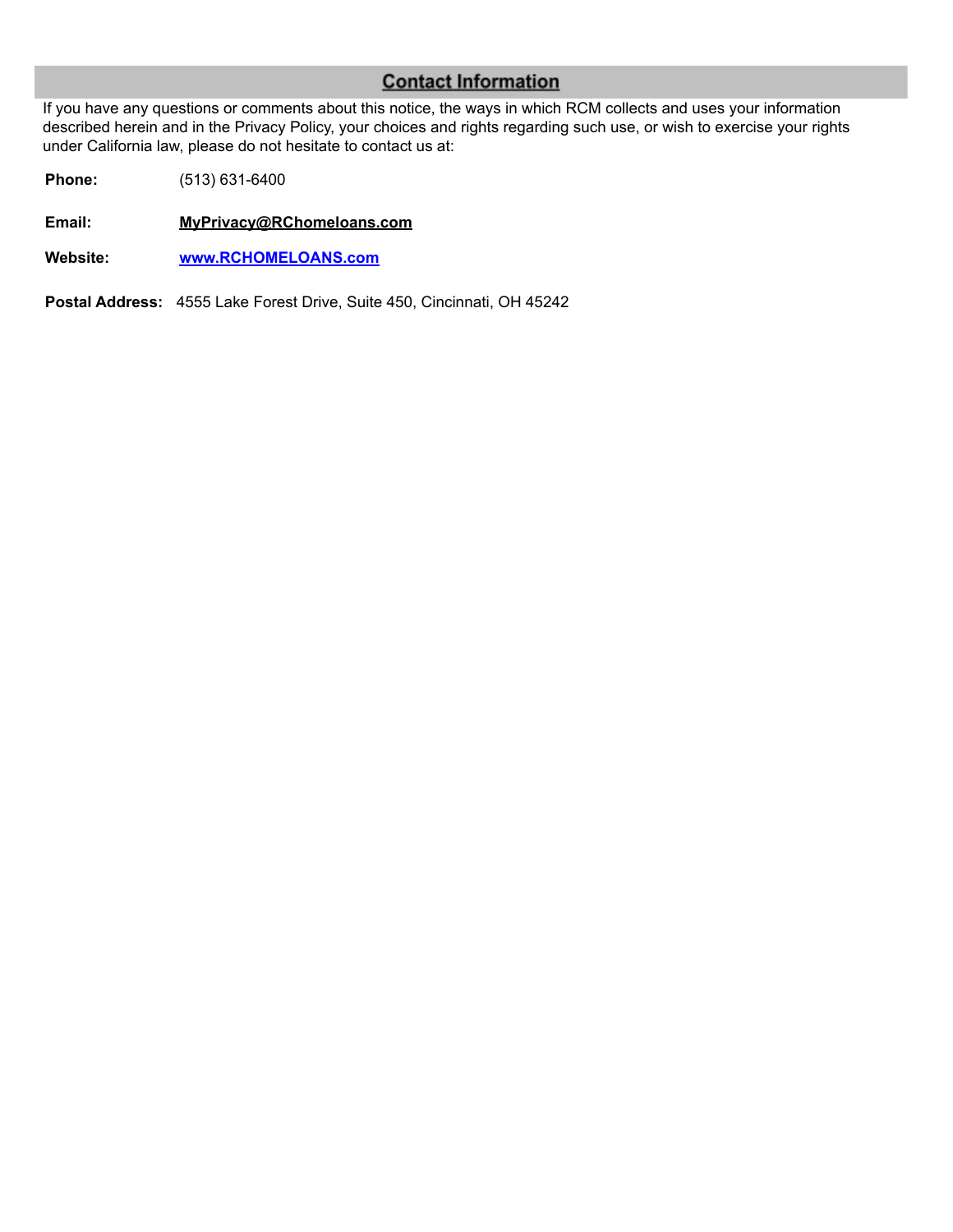## Contact Information

If you have any questions or comments about this notice, the ways in which RCM collects and uses your information described herein and in the Privacy Policy, your choices and rights regarding such use, or wish to exercise your rights under California law, please do not hesitate to contact us at:

**Phone:** (513) 631-6400

**Email:** **MyPrivacy@RChomeloans.com**

**Website:** **www.RCHOMELOANS.com**

**Postal Address:** 4555 Lake Forest Drive, Suite 450, Cincinnati, OH 45242